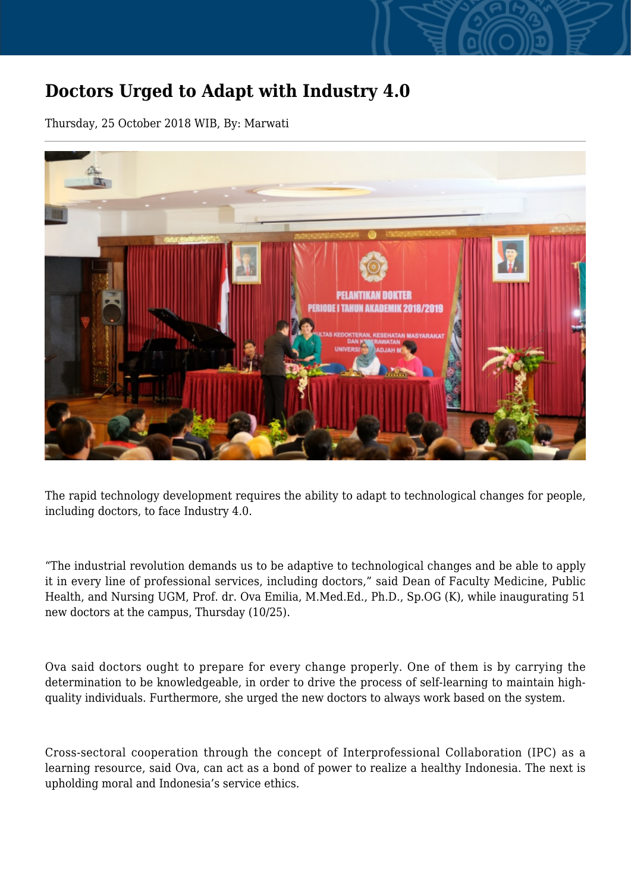# Doctors Urged to Adapt with Industry 4.0

Thursday, 25 October 2018 WIB, By: Marwati

The rapid technology development requires the ability to adapt to technological changes for people, including doctors, to face Industry 4.0.

"The industrial revolution demands us to be adaptive to technological changes and be able to apply it in every line of professional services, including doctors," said Dean of Faculty Medicine, Public Health, and Nursing UGM, Prof. dr. Ova Emilia, M.Med.Ed., Ph.D., Sp.OG (K), while inaugurating 51 new doctors at the campus, Thursday (10/25).

Ova said doctors ought to prepare for every change properly. One of them is by carrying the determination to be knowledgeable, in order to drive the process of self-learning to maintain high-quality individuals. Furthermore, she urged the new doctors to always work based on the system.

Cross-sectoral cooperation through the concept of Interprofessional Collaboration (IPC) as a learning resource, said Ova, can act as a bond of power to realize a healthy Indonesia. The next is upholding moral and Indonesia's service ethics.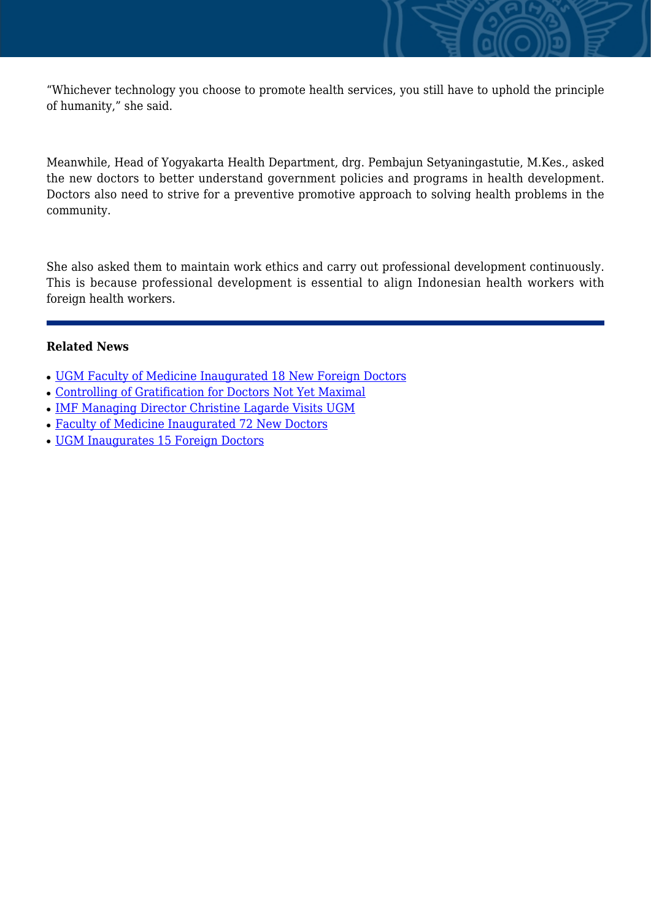"Whichever technology you choose to promote health services, you still have to uphold the principle of humanity," she said.

Meanwhile, Head of Yogyakarta Health Department, drg. Pembajun Setyaningastutie, M.Kes., asked the new doctors to better understand government policies and programs in health development. Doctors also need to strive for a preventive promotive approach to solving health problems in the community.

She also asked them to maintain work ethics and carry out professional development continuously. This is because professional development is essential to align Indonesian health workers with foreign health workers.

---

**Related News**

- UGM Faculty of Medicine Inaugurated 18 New Foreign Doctors
- Controlling of Gratification for Doctors Not Yet Maximal
- IMF Managing Director Christine Lagarde Visits UGM
- Faculty of Medicine Inaugurated 72 New Doctors
- UGM Inaugurates 15 Foreign Doctors